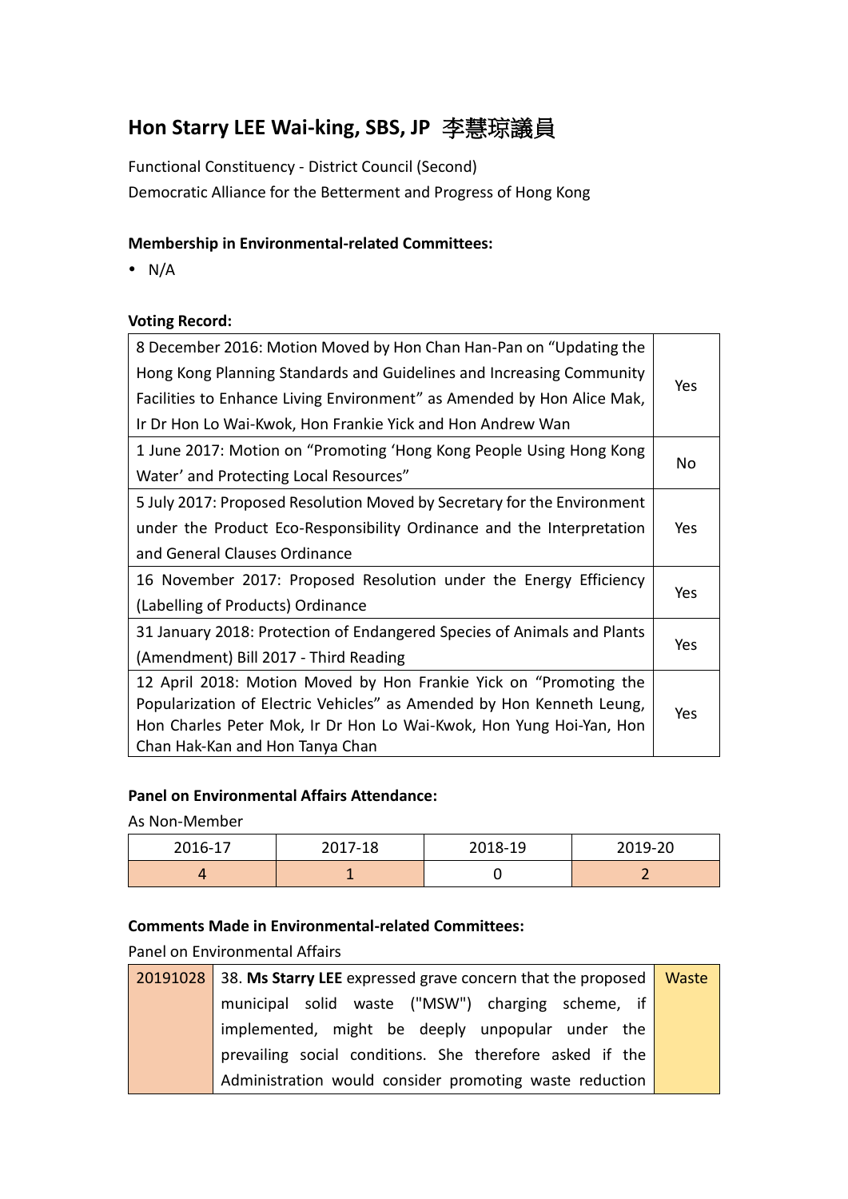# Hon Starry LEE Wai-king, SBS, JP 李慧琼議員

Functional Constituency - District Council (Second)
Democratic Alliance for the Betterment and Progress of Hong Kong

**Membership in Environmental-related Committees:**

- N/A

**Voting Record:**

| | |
|---|---|
| 8 December 2016: Motion Moved by Hon Chan Han-Pan on "Updating the Hong Kong Planning Standards and Guidelines and Increasing Community Facilities to Enhance Living Environment" as Amended by Hon Alice Mak, Ir Dr Hon Lo Wai-Kwok, Hon Frankie Yick and Hon Andrew Wan | Yes |
| 1 June 2017: Motion on "Promoting 'Hong Kong People Using Hong Kong Water' and Protecting Local Resources" | No |
| 5 July 2017: Proposed Resolution Moved by Secretary for the Environment under the Product Eco-Responsibility Ordinance and the Interpretation and General Clauses Ordinance | Yes |
| 16 November 2017: Proposed Resolution under the Energy Efficiency (Labelling of Products) Ordinance | Yes |
| 31 January 2018: Protection of Endangered Species of Animals and Plants (Amendment) Bill 2017 - Third Reading | Yes |
| 12 April 2018: Motion Moved by Hon Frankie Yick on "Promoting the Popularization of Electric Vehicles" as Amended by Hon Kenneth Leung, Hon Charles Peter Mok, Ir Dr Hon Lo Wai-Kwok, Hon Yung Hoi-Yan, Hon Chan Hak-Kan and Hon Tanya Chan | Yes |

**Panel on Environmental Affairs Attendance:**

As Non-Member

| 2016-17 | 2017-18 | 2018-19 | 2019-20 |
|---|---|---|---|
| 4 | 1 | 0 | 2 |

**Comments Made in Environmental-related Committees:**

Panel on Environmental Affairs

| | | |
|---|---|---|
| 20191028 | 38. **Ms Starry LEE** expressed grave concern that the proposed municipal solid waste ("MSW") charging scheme, if implemented, might be deeply unpopular under the prevailing social conditions. She therefore asked if the Administration would consider promoting waste reduction | Waste |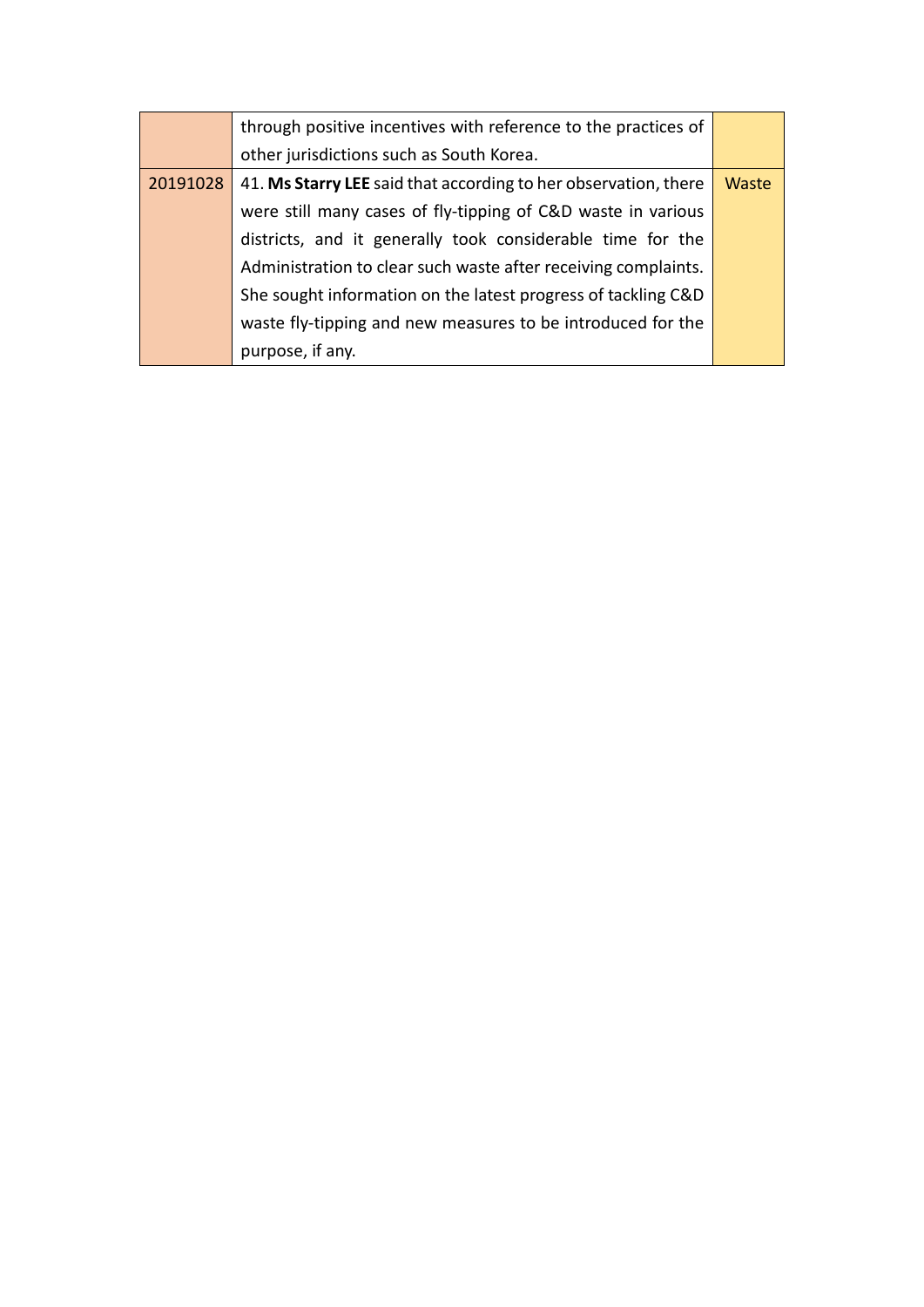| | | |
|---|---|---|
| | through positive incentives with reference to the practices of other jurisdictions such as South Korea. | |
| 20191028 | 41. **Ms Starry LEE** said that according to her observation, there were still many cases of fly-tipping of C&D waste in various districts, and it generally took considerable time for the Administration to clear such waste after receiving complaints. She sought information on the latest progress of tackling C&D waste fly-tipping and new measures to be introduced for the purpose, if any. | Waste |